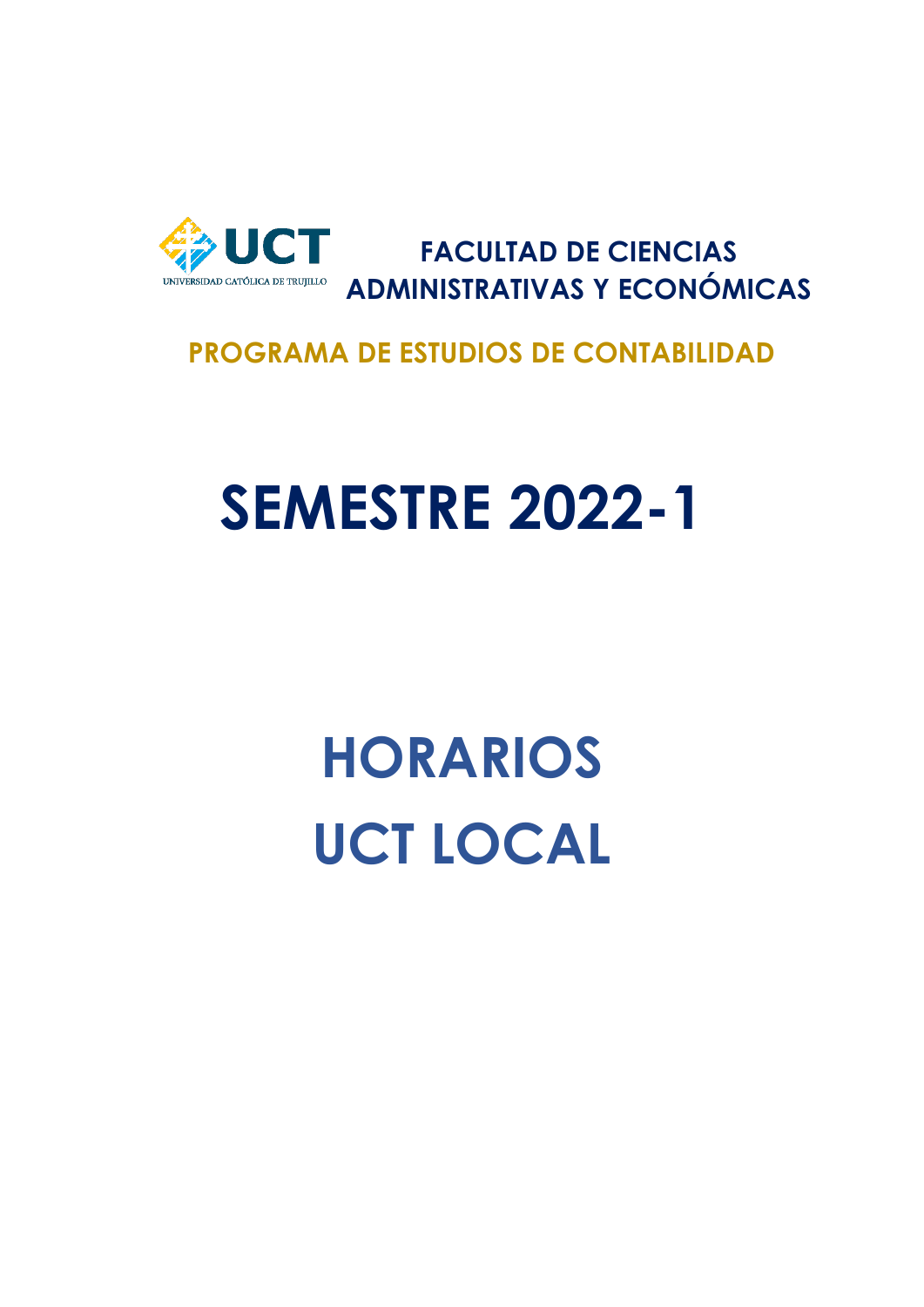UCT

UNIVERSIDAD CATÓLICA DE TRUJILLO

**FACULTAD DE CIENCIAS ADMINISTRATIVAS Y ECONÓMICAS**

**PROGRAMA DE ESTUDIOS DE CONTABILIDAD**

# SEMESTRE 2022-1

# HORARIOS UCT LOCAL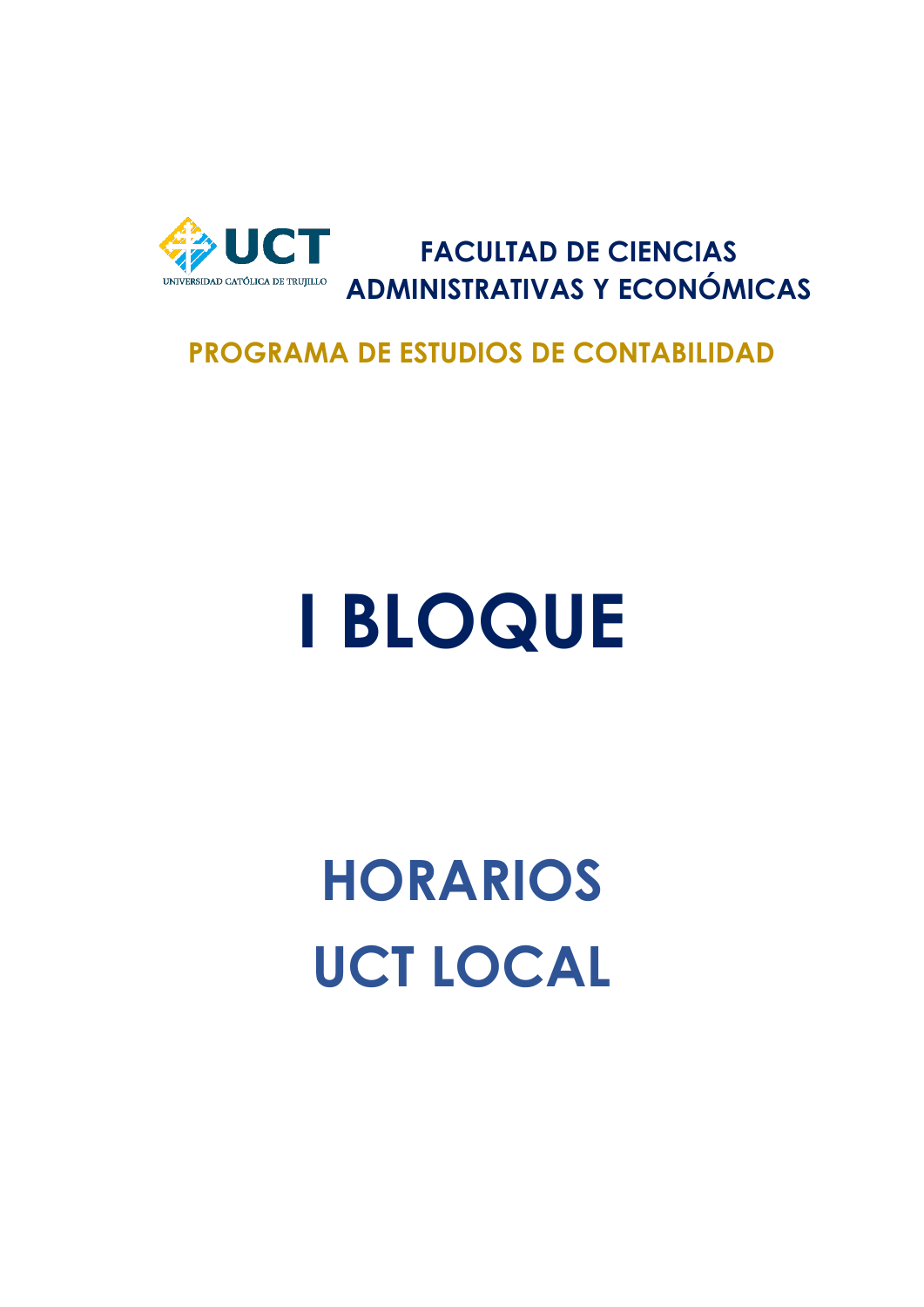UCT UNIVERSIDAD CATÓLICA DE TRUJILLO

**FACULTAD DE CIENCIAS ADMINISTRATIVAS Y ECONÓMICAS**

**PROGRAMA DE ESTUDIOS DE CONTABILIDAD**

# I BLOQUE

# HORARIOS UCT LOCAL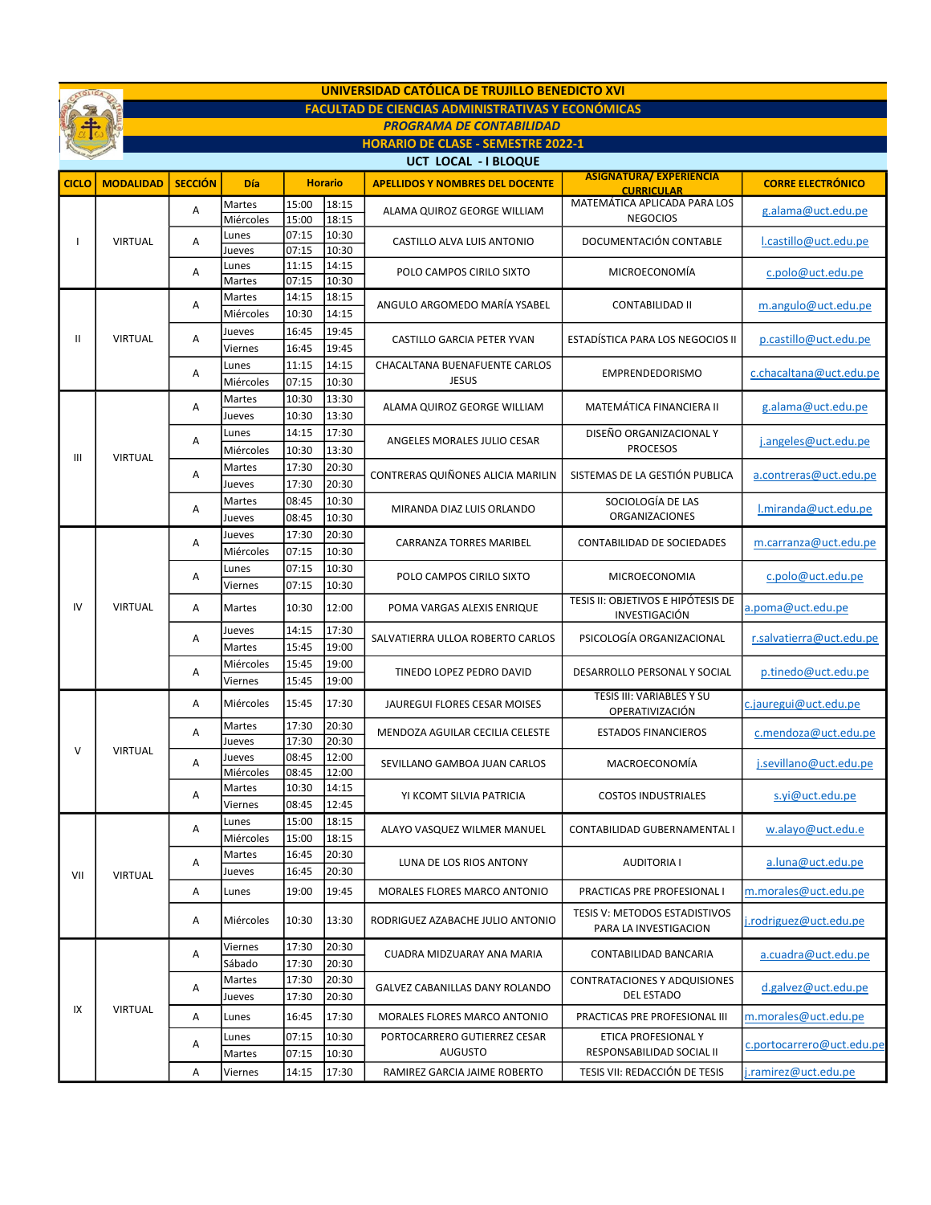# UNIVERSIDAD CATÓLICA DE TRUJILLO BENEDICTO XVI

## FACULTAD DE CIENCIAS ADMINISTRATIVAS Y ECONÓMICAS

*PROGRAMA DE CONTABILIDAD*

**HORARIO DE CLASE - SEMESTRE 2022-1**

**UCT LOCAL - I BLOQUE**

| CICLO | MODALIDAD | SECCIÓN | Día | Horario | | APELLIDOS Y NOMBRES DEL DOCENTE | ASIGNATURA/ EXPERIENCIA CURRICULAR | CORRE ELECTRÓNICO |
|---|---|---|---|---|---|---|---|---|
| I | VIRTUAL | A | Martes | 15:00 | 18:15 | ALAMA QUIROZ GEORGE WILLIAM | MATEMÁTICA APLICADA PARA LOS NEGOCIOS | g.alama@uct.edu.pe |
| | | | Miércoles | 15:00 | 18:15 | | | |
| | | A | Lunes | 07:15 | 10:30 | CASTILLO ALVA LUIS ANTONIO | DOCUMENTACIÓN CONTABLE | l.castillo@uct.edu.pe |
| | | | Jueves | 07:15 | 10:30 | | | |
| | | A | Lunes | 11:15 | 14:15 | POLO CAMPOS CIRILO SIXTO | MICROECONOMÍA | c.polo@uct.edu.pe |
| | | | Martes | 07:15 | 10:30 | | | |
| II | VIRTUAL | A | Martes | 14:15 | 18:15 | ANGULO ARGOMEDO MARÍA YSABEL | CONTABILIDAD II | m.angulo@uct.edu.pe |
| | | | Miércoles | 10:30 | 14:15 | | | |
| | | A | Jueves | 16:45 | 19:45 | CASTILLO GARCIA PETER YVAN | ESTADÍSTICA PARA LOS NEGOCIOS II | p.castillo@uct.edu.pe |
| | | | Viernes | 16:45 | 19:45 | | | |
| | | A | Lunes | 11:15 | 14:15 | CHACALTANA BUENAFUENTE CARLOS JESUS | EMPRENDEDORISMO | c.chacaltana@uct.edu.pe |
| | | | Miércoles | 07:15 | 10:30 | | | |
| III | VIRTUAL | A | Martes | 10:30 | 13:30 | ALAMA QUIROZ GEORGE WILLIAM | MATEMÁTICA FINANCIERA II | g.alama@uct.edu.pe |
| | | | Jueves | 10:30 | 13:30 | | | |
| | | A | Lunes | 14:15 | 17:30 | ANGELES MORALES JULIO CESAR | DISEÑO ORGANIZACIONAL Y PROCESOS | j.angeles@uct.edu.pe |
| | | | Miércoles | 10:30 | 13:30 | | | |
| | | A | Martes | 17:30 | 20:30 | CONTRERAS QUIÑONES ALICIA MARILIN | SISTEMAS DE LA GESTIÓN PUBLICA | a.contreras@uct.edu.pe |
| | | | Jueves | 17:30 | 20:30 | | | |
| | | A | Martes | 08:45 | 10:30 | MIRANDA DIAZ LUIS ORLANDO | SOCIOLOGÍA DE LAS ORGANIZACIONES | l.miranda@uct.edu.pe |
| | | | Jueves | 08:45 | 10:30 | | | |
| IV | VIRTUAL | A | Jueves | 17:30 | 20:30 | CARRANZA TORRES MARIBEL | CONTABILIDAD DE SOCIEDADES | m.carranza@uct.edu.pe |
| | | | Miércoles | 07:15 | 10:30 | | | |
| | | A | Lunes | 07:15 | 10:30 | POLO CAMPOS CIRILO SIXTO | MICROECONOMIA | c.polo@uct.edu.pe |
| | | | Viernes | 07:15 | 10:30 | | | |
| | | A | Martes | 10:30 | 12:00 | POMA VARGAS ALEXIS ENRIQUE | TESIS II: OBJETIVOS E HIPÓTESIS DE INVESTIGACIÓN | a.poma@uct.edu.pe |
| | | A | Jueves | 14:15 | 17:30 | SALVATIERRA ULLOA ROBERTO CARLOS | PSICOLOGÍA ORGANIZACIONAL | r.salvatierra@uct.edu.pe |
| | | | Martes | 15:45 | 19:00 | | | |
| | | A | Miércoles | 15:45 | 19:00 | TINEDO LOPEZ PEDRO DAVID | DESARROLLO PERSONAL Y SOCIAL | p.tinedo@uct.edu.pe |
| | | | Viernes | 15:45 | 19:00 | | | |
| V | VIRTUAL | A | Miércoles | 15:45 | 17:30 | JAUREGUI FLORES CESAR MOISES | TESIS III: VARIABLES Y SU OPERATIVIZACIÓN | c.jauregui@uct.edu.pe |
| | | A | Martes | 17:30 | 20:30 | MENDOZA AGUILAR CECILIA CELESTE | ESTADOS FINANCIEROS | c.mendoza@uct.edu.pe |
| | | | Jueves | 17:30 | 20:30 | | | |
| | | A | Jueves | 08:45 | 12:00 | SEVILLANO GAMBOA JUAN CARLOS | MACROECONOMÍA | j.sevillano@uct.edu.pe |
| | | | Miércoles | 08:45 | 12:00 | | | |
| | | A | Martes | 10:30 | 14:15 | YI KCOMT SILVIA PATRICIA | COSTOS INDUSTRIALES | s.yi@uct.edu.pe |
| | | | Viernes | 08:45 | 12:45 | | | |
| VII | VIRTUAL | A | Lunes | 15:00 | 18:15 | ALAYO VASQUEZ WILMER MANUEL | CONTABILIDAD GUBERNAMENTAL I | w.alayo@uct.edu.e |
| | | | Miércoles | 15:00 | 18:15 | | | |
| | | A | Martes | 16:45 | 20:30 | LUNA DE LOS RIOS ANTONY | AUDITORIA I | a.luna@uct.edu.pe |
| | | | Jueves | 16:45 | 20:30 | | | |
| | | A | Lunes | 19:00 | 19:45 | MORALES FLORES MARCO ANTONIO | PRACTICAS PRE PROFESIONAL I | m.morales@uct.edu.pe |
| | | A | Miércoles | 10:30 | 13:30 | RODRIGUEZ AZABACHE JULIO ANTONIO | TESIS V: METODOS ESTADISTIVOS PARA LA INVESTIGACION | j.rodriguez@uct.edu.pe |
| IX | VIRTUAL | A | Viernes | 17:30 | 20:30 | CUADRA MIDZUARAY ANA MARIA | CONTABILIDAD BANCARIA | a.cuadra@uct.edu.pe |
| | | | Sábado | 17:30 | 20:30 | | | |
| | | A | Martes | 17:30 | 20:30 | GALVEZ CABANILLAS DANY ROLANDO | CONTRATACIONES Y ADQUISIONES DEL ESTADO | d.galvez@uct.edu.pe |
| | | | Jueves | 17:30 | 20:30 | | | |
| | | A | Lunes | 16:45 | 17:30 | MORALES FLORES MARCO ANTONIO | PRACTICAS PRE PROFESIONAL III | m.morales@uct.edu.pe |
| | | A | Lunes | 07:15 | 10:30 | PORTOCARRERO GUTIERREZ CESAR AUGUSTO | ETICA PROFESIONAL Y RESPONSABILIDAD SOCIAL II | c.portocarrero@uct.edu.pe |
| | | | Martes | 07:15 | 10:30 | | | |
| | | A | Viernes | 14:15 | 17:30 | RAMIREZ GARCIA JAIME ROBERTO | TESIS VII: REDACCIÓN DE TESIS | j.ramirez@uct.edu.pe |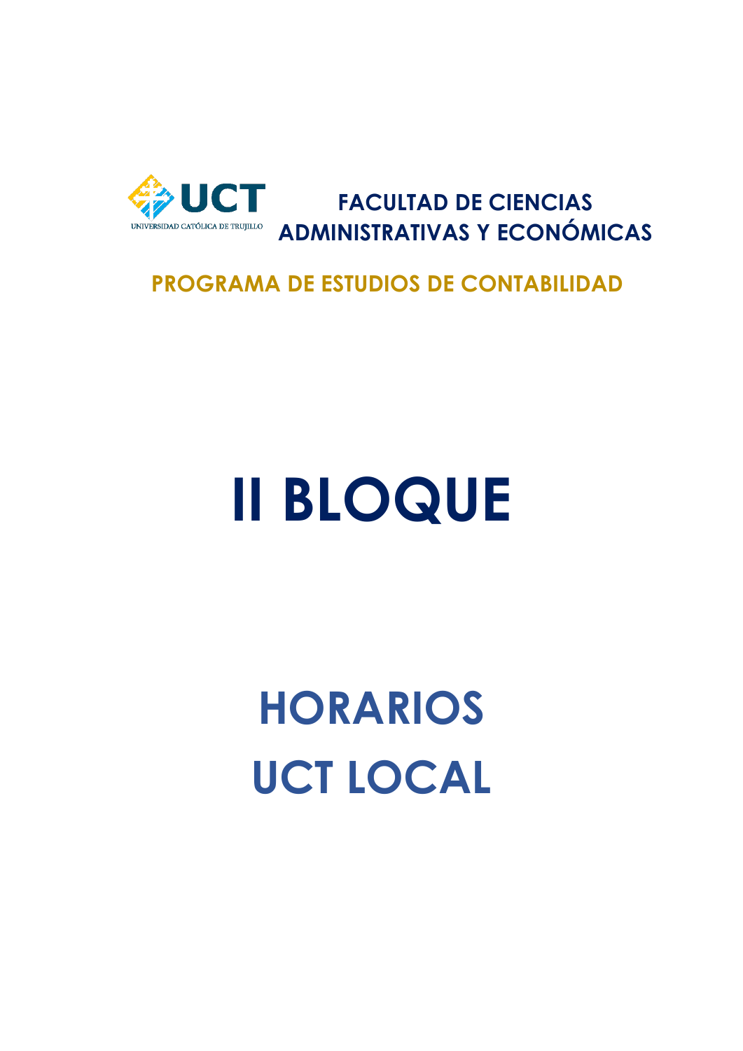UCT

UNIVERSIDAD CATÓLICA DE TRUJILLO

**FACULTAD DE CIENCIAS ADMINISTRATIVAS Y ECONÓMICAS**

**PROGRAMA DE ESTUDIOS DE CONTABILIDAD**

# II BLOQUE

# HORARIOS UCT LOCAL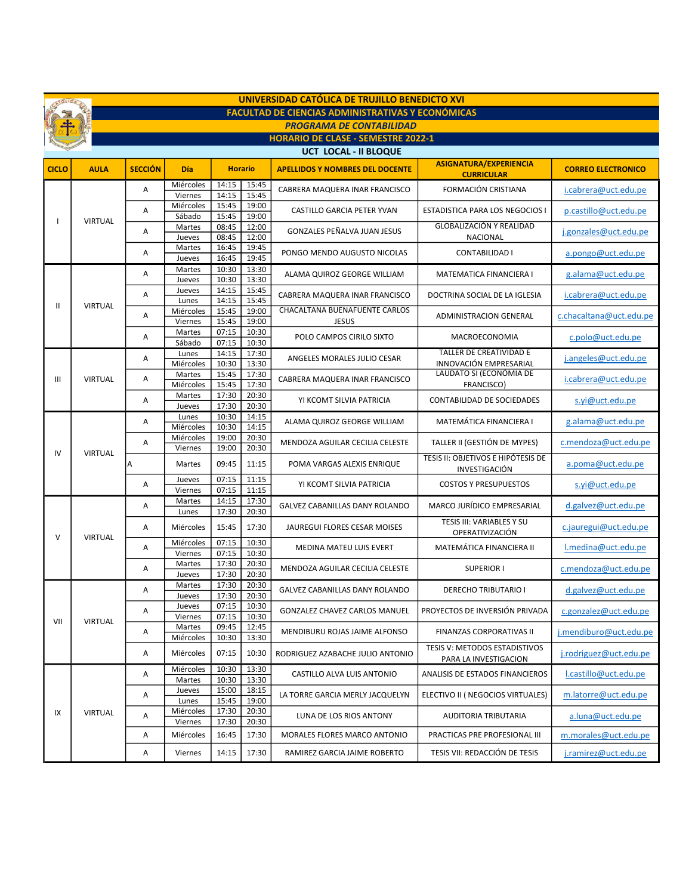# UNIVERSIDAD CATÓLICA DE TRUJILLO BENEDICTO XVI

## FACULTAD DE CIENCIAS ADMINISTRATIVAS Y ECONÓMICAS

### *PROGRAMA DE CONTABILIDAD*

### HORARIO DE CLASE - SEMESTRE 2022-1

### UCT LOCAL - II BLOQUE

| CICLO | AULA | SECCIÓN | Día | Horario | | APELLIDOS Y NOMBRES DEL DOCENTE | ASIGNATURA/EXPERIENCIA CURRICULAR | CORREO ELECTRONICO |
|---|---|---|---|---|---|---|---|---|
| I | VIRTUAL | A | Miércoles | 14:15 | 15:45 | CABRERA MAQUERA INAR FRANCISCO | FORMACIÓN CRISTIANA | i.cabrera@uct.edu.pe |
| | | | Viernes | 14:15 | 15:45 | | | |
| | | A | Miércoles | 15:45 | 19:00 | CASTILLO GARCIA PETER YVAN | ESTADISTICA PARA LOS NEGOCIOS I | p.castillo@uct.edu.pe |
| | | | Sábado | 15:45 | 19:00 | | | |
| | | A | Martes | 08:45 | 12:00 | GONZALES PEÑALVA JUAN JESUS | GLOBALIZACIÓN Y REALIDAD NACIONAL | j.gonzales@uct.edu.pe |
| | | | Jueves | 08:45 | 12:00 | | | |
| | | A | Martes | 16:45 | 19:45 | PONGO MENDO AUGUSTO NICOLAS | CONTABILIDAD I | a.pongo@uct.edu.pe |
| | | | Jueves | 16:45 | 19:45 | | | |
| II | VIRTUAL | A | Martes | 10:30 | 13:30 | ALAMA QUIROZ GEORGE WILLIAM | MATEMATICA FINANCIERA I | g.alama@uct.edu.pe |
| | | | Jueves | 10:30 | 13:30 | | | |
| | | A | Jueves | 14:15 | 15:45 | CABRERA MAQUERA INAR FRANCISCO | DOCTRINA SOCIAL DE LA IGLESIA | i.cabrera@uct.edu.pe |
| | | | Lunes | 14:15 | 15:45 | | | |
| | | A | Miércoles | 15:45 | 19:00 | CHACALTANA BUENAFUENTE CARLOS JESUS | ADMINISTRACION GENERAL | c.chacaltana@uct.edu.pe |
| | | | Viernes | 15:45 | 19:00 | | | |
| | | A | Martes | 07:15 | 10:30 | POLO CAMPOS CIRILO SIXTO | MACROECONOMIA | c.polo@uct.edu.pe |
| | | | Sábado | 07:15 | 10:30 | | | |
| III | VIRTUAL | A | Lunes | 14:15 | 17:30 | ANGELES MORALES JULIO CESAR | TALLER DE CREATIVIDAD E INNOVACIÓN EMPRESARIAL | j.angeles@uct.edu.pe |
| | | | Miércoles | 10:30 | 13:30 | | | |
| | | A | Martes | 15:45 | 17:30 | CABRERA MAQUERA INAR FRANCISCO | LAUDATO SI (ECONOMÍA DE FRANCISCO) | i.cabrera@uct.edu.pe |
| | | | Miércoles | 15:45 | 17:30 | | | |
| | | A | Martes | 17:30 | 20:30 | YI KCOMT SILVIA PATRICIA | CONTABILIDAD DE SOCIEDADES | s.yi@uct.edu.pe |
| | | | Jueves | 17:30 | 20:30 | | | |
| IV | VIRTUAL | A | Lunes | 10:30 | 14:15 | ALAMA QUIROZ GEORGE WILLIAM | MATEMÁTICA FINANCIERA I | g.alama@uct.edu.pe |
| | | | Miércoles | 10:30 | 14:15 | | | |
| | | A | Miércoles | 19:00 | 20:30 | MENDOZA AGUILAR CECILIA CELESTE | TALLER II (GESTIÓN DE MYPES) | c.mendoza@uct.edu.pe |
| | | | Viernes | 19:00 | 20:30 | | | |
| | | A | Martes | 09:45 | 11:15 | POMA VARGAS ALEXIS ENRIQUE | TESIS II: OBJETIVOS E HIPÓTESIS DE INVESTIGACIÓN | a.poma@uct.edu.pe |
| | | A | Jueves | 07:15 | 11:15 | YI KCOMT SILVIA PATRICIA | COSTOS Y PRESUPUESTOS | s.yi@uct.edu.pe |
| | | | Viernes | 07:15 | 11:15 | | | |
| V | VIRTUAL | A | Martes | 14:15 | 17:30 | GALVEZ CABANILLAS DANY ROLANDO | MARCO JURÍDICO EMPRESARIAL | d.galvez@uct.edu.pe |
| | | | Lunes | 17:30 | 20:30 | | | |
| | | A | Miércoles | 15:45 | 17:30 | JAUREGUI FLORES CESAR MOISES | TESIS III: VARIABLES Y SU OPERATIVIZACIÓN | c.jauregui@uct.edu.pe |
| | | A | Miércoles | 07:15 | 10:30 | MEDINA MATEU LUIS EVERT | MATEMÁTICA FINANCIERA II | l.medina@uct.edu.pe |
| | | | Viernes | 07:15 | 10:30 | | | |
| | | A | Martes | 17:30 | 20:30 | MENDOZA AGUILAR CECILIA CELESTE | SUPERIOR I | c.mendoza@uct.edu.pe |
| | | | Jueves | 17:30 | 20:30 | | | |
| VII | VIRTUAL | A | Martes | 17:30 | 20:30 | GALVEZ CABANILLAS DANY ROLANDO | DERECHO TRIBUTARIO I | d.galvez@uct.edu.pe |
| | | | Jueves | 17:30 | 20:30 | | | |
| | | A | Jueves | 07:15 | 10:30 | GONZALEZ CHAVEZ CARLOS MANUEL | PROYECTOS DE INVERSIÓN PRIVADA | c.gonzalez@uct.edu.pe |
| | | | Viernes | 07:15 | 10:30 | | | |
| | | A | Martes | 09:45 | 12:45 | MENDIBURU ROJAS JAIME ALFONSO | FINANZAS CORPORATIVAS II | j.mendiburo@uct.edu.pe |
| | | | Miércoles | 10:30 | 13:30 | | | |
| | | A | Miércoles | 07:15 | 10:30 | RODRIGUEZ AZABACHE JULIO ANTONIO | TESIS V: METODOS ESTADISTIVOS PARA LA INVESTIGACION | j.rodriguez@uct.edu.pe |
| IX | VIRTUAL | A | Miércoles | 10:30 | 13:30 | CASTILLO ALVA LUIS ANTONIO | ANALISIS DE ESTADOS FINANCIEROS | l.castillo@uct.edu.pe |
| | | | Martes | 10:30 | 13:30 | | | |
| | | A | Jueves | 15:00 | 18:15 | LA TORRE GARCIA MERLY JACQUELYN | ELECTIVO II ( NEGOCIOS VIRTUALES) | m.latorre@uct.edu.pe |
| | | | Lunes | 15:45 | 19:00 | | | |
| | | A | Miércoles | 17:30 | 20:30 | LUNA DE LOS RIOS ANTONY | AUDITORIA TRIBUTARIA | a.luna@uct.edu.pe |
| | | | Viernes | 17:30 | 20:30 | | | |
| | | A | Miércoles | 16:45 | 17:30 | MORALES FLORES MARCO ANTONIO | PRACTICAS PRE PROFESIONAL III | m.morales@uct.edu.pe |
| | | A | Viernes | 14:15 | 17:30 | RAMIREZ GARCIA JAIME ROBERTO | TESIS VII: REDACCIÓN DE TESIS | j.ramirez@uct.edu.pe |